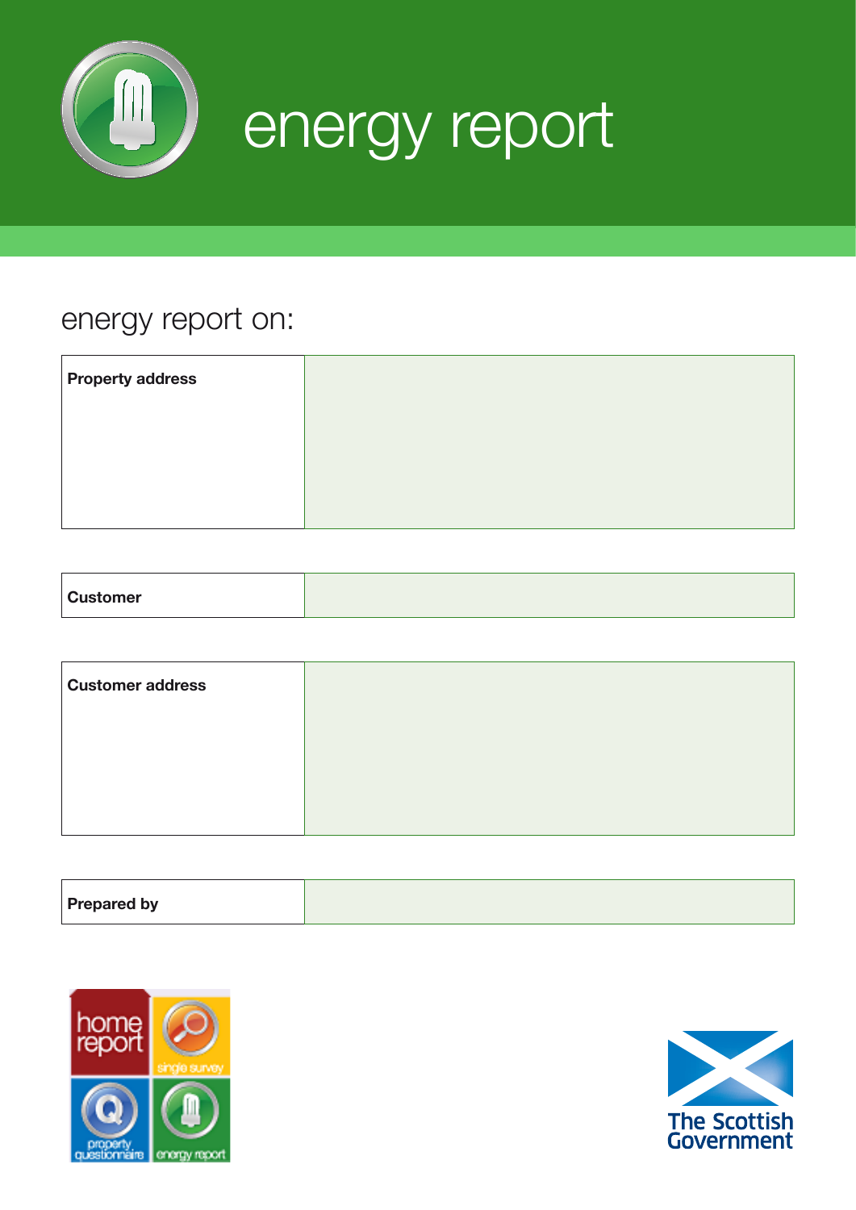# energy report

## energy report on:

| | |
|---|---|
| **Property address** | |

| | |
|---|---|
| **Customer** | |

| | |
|---|---|
| **Customer address** | |

| | |
|---|---|
| **Prepared by** | |

home report
single survey
property questionnaire
energy report

The Scottish Government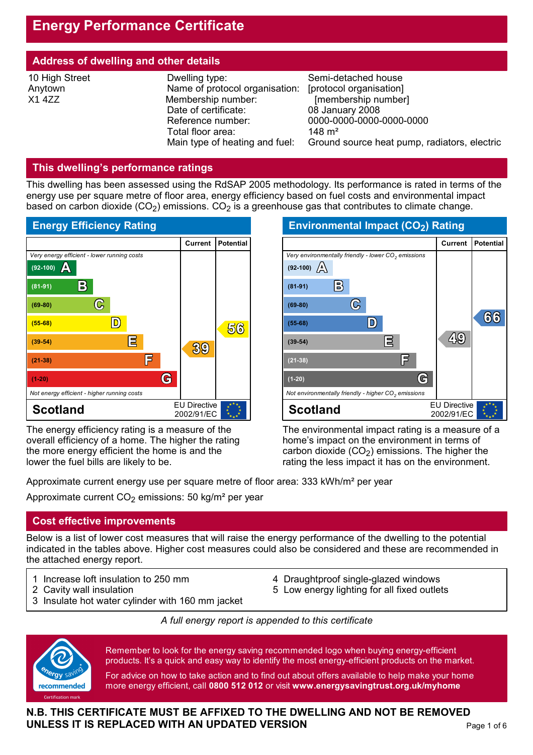# Energy Performance Certificate

## Address of dwelling and other details

10 High Street
Anytown
X1 4ZZ

| | |
|---|---|
| Dwelling type: | Semi-detached house |
| Name of protocol organisation: | [protocol organisation] |
| Membership number: | [membership number] |
| Date of certificate: | 08 January 2008 |
| Reference number: | 0000-0000-0000-0000-0000 |
| Total floor area: | 148 m² |
| Main type of heating and fuel: | Ground source heat pump, radiators, electric |

## This dwelling's performance ratings

This dwelling has been assessed using the RdSAP 2005 methodology. Its performance is rated in terms of the energy use per square metre of floor area, energy efficiency based on fuel costs and environmental impact based on carbon dioxide ($CO_2$) emissions. $CO_2$ is a greenhouse gas that contributes to climate change.

### Energy Efficiency Rating

| | Current | Potential |
|---|---|---|
| *Very energy efficient - lower running costs* | | |
| (92-100) A | | |
| (81-91) B | | |
| (69-80) C | | |
| (55-68) D | | 56 |
| (39-54) E | 39 | |
| (21-38) F | | |
| (1-20) G | | |
| *Not energy efficient - higher running costs* | | |
| Scotland — EU Directive 2002/91/EC | | |

The energy efficiency rating is a measure of the overall efficiency of a home. The higher the rating the more energy efficient the home is and the lower the fuel bills are likely to be.

### Environmental Impact ($CO_2$) Rating

| | Current | Potential |
|---|---|---|
| *Very environmentally friendly - lower $CO_2$ emissions* | | |
| (92-100) A | | |
| (81-91) B | | |
| (69-80) C | | |
| (55-68) D | | 66 |
| (39-54) E | 49 | |
| (21-38) F | | |
| (1-20) G | | |
| *Not environmentally friendly - higher $CO_2$ emissions* | | |
| Scotland — EU Directive 2002/91/EC | | |

The environmental impact rating is a measure of a home's impact on the environment in terms of carbon dioxide ($CO_2$) emissions. The higher the rating the less impact it has on the environment.

Approximate current energy use per square metre of floor area: 333 kWh/m² per year

Approximate current $CO_2$ emissions: 50 kg/m² per year

## Cost effective improvements

Below is a list of lower cost measures that will raise the energy performance of the dwelling to the potential indicated in the tables above. Higher cost measures could also be considered and these are recommended in the attached energy report.

1. Increase loft insulation to 250 mm
2. Cavity wall insulation
3. Insulate hot water cylinder with 160 mm jacket
4. Draughtproof single-glazed windows
5. Low energy lighting for all fixed outlets

*A full energy report is appended to this certificate*

Remember to look for the energy saving recommended logo when buying energy-efficient products. It's a quick and easy way to identify the most energy-efficient products on the market.

For advice on how to take action and to find out about offers available to help make your home more energy efficient, call **0800 512 012** or visit **www.energysavingtrust.org.uk/myhome**

**N.B. THIS CERTIFICATE MUST BE AFFIXED TO THE DWELLING AND NOT BE REMOVED UNLESS IT IS REPLACED WITH AN UPDATED VERSION**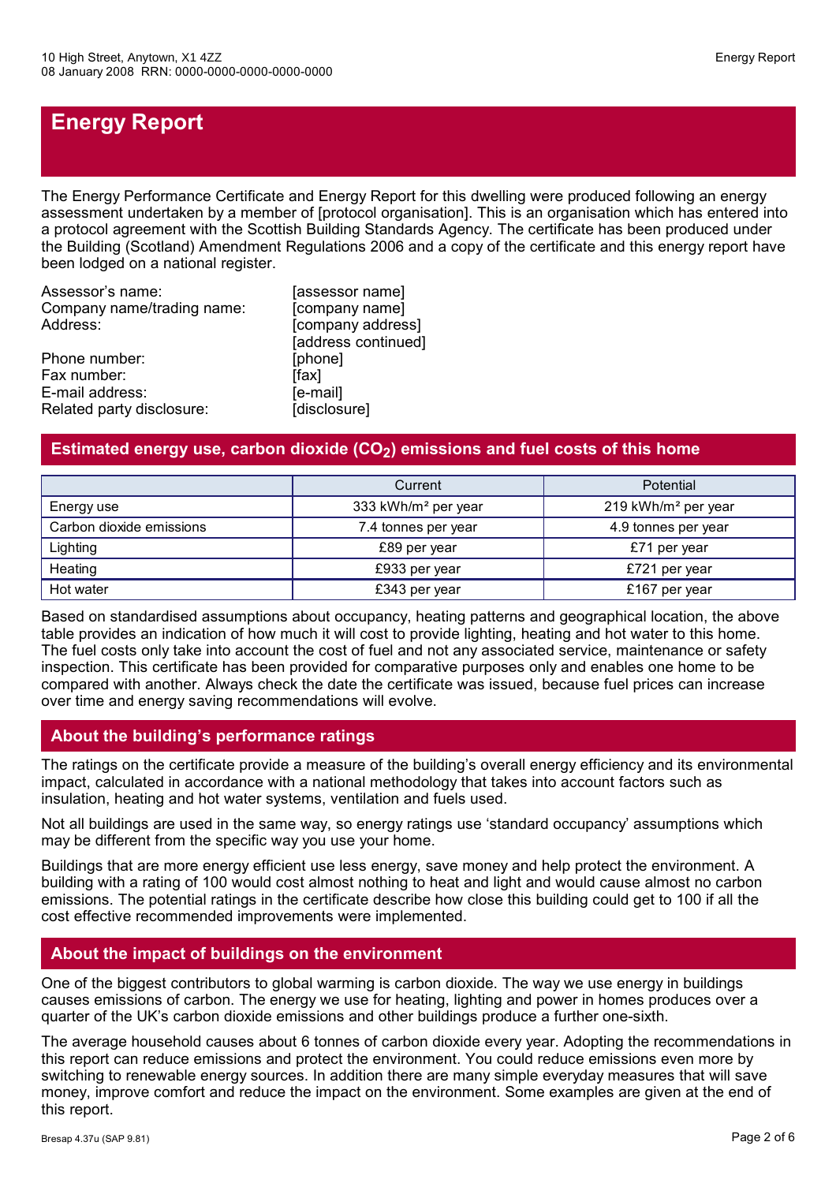# Energy Report

The Energy Performance Certificate and Energy Report for this dwelling were produced following an energy assessment undertaken by a member of [protocol organisation]. This is an organisation which has entered into a protocol agreement with the Scottish Building Standards Agency. The certificate has been produced under the Building (Scotland) Amendment Regulations 2006 and a copy of the certificate and this energy report have been lodged on a national register.

| | |
|---|---|
| Assessor's name: | [assessor name] |
| Company name/trading name: | [company name] |
| Address: | [company address] [address continued] |
| Phone number: | [phone] |
| Fax number: | [fax] |
| E-mail address: | [e-mail] |
| Related party disclosure: | [disclosure] |

## Estimated energy use, carbon dioxide ($CO_2$) emissions and fuel costs of this home

| | Current | Potential |
|---|---|---|
| Energy use | 333 kWh/m² per year | 219 kWh/m² per year |
| Carbon dioxide emissions | 7.4 tonnes per year | 4.9 tonnes per year |
| Lighting | £89 per year | £71 per year |
| Heating | £933 per year | £721 per year |
| Hot water | £343 per year | £167 per year |

Based on standardised assumptions about occupancy, heating patterns and geographical location, the above table provides an indication of how much it will cost to provide lighting, heating and hot water to this home. The fuel costs only take into account the cost of fuel and not any associated service, maintenance or safety inspection. This certificate has been provided for comparative purposes only and enables one home to be compared with another. Always check the date the certificate was issued, because fuel prices can increase over time and energy saving recommendations will evolve.

## About the building's performance ratings

The ratings on the certificate provide a measure of the building's overall energy efficiency and its environmental impact, calculated in accordance with a national methodology that takes into account factors such as insulation, heating and hot water systems, ventilation and fuels used.

Not all buildings are used in the same way, so energy ratings use 'standard occupancy' assumptions which may be different from the specific way you use your home.

Buildings that are more energy efficient use less energy, save money and help protect the environment. A building with a rating of 100 would cost almost nothing to heat and light and would cause almost no carbon emissions. The potential ratings in the certificate describe how close this building could get to 100 if all the cost effective recommended improvements were implemented.

## About the impact of buildings on the environment

One of the biggest contributors to global warming is carbon dioxide. The way we use energy in buildings causes emissions of carbon. The energy we use for heating, lighting and power in homes produces over a quarter of the UK's carbon dioxide emissions and other buildings produce a further one-sixth.

The average household causes about 6 tonnes of carbon dioxide every year. Adopting the recommendations in this report can reduce emissions and protect the environment. You could reduce emissions even more by switching to renewable energy sources. In addition there are many simple everyday measures that will save money, improve comfort and reduce the impact on the environment. Some examples are given at the end of this report.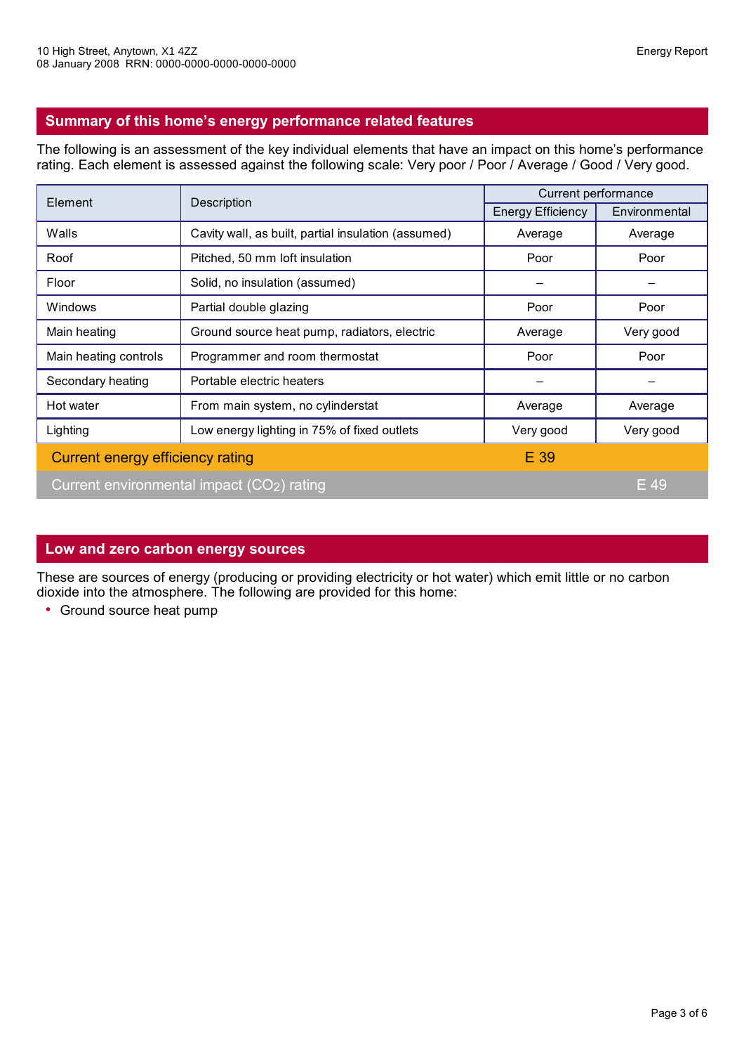## Summary of this home's energy performance related features

The following is an assessment of the key individual elements that have an impact on this home's performance rating. Each element is assessed against the following scale: Very poor / Poor / Average / Good / Very good.

| Element | Description | Current performance | |
|---|---|---|---|
| | | Energy Efficiency | Environmental |
| Walls | Cavity wall, as built, partial insulation (assumed) | Average | Average |
| Roof | Pitched, 50 mm loft insulation | Poor | Poor |
| Floor | Solid, no insulation (assumed) | – | – |
| Windows | Partial double glazing | Poor | Poor |
| Main heating | Ground source heat pump, radiators, electric | Average | Very good |
| Main heating controls | Programmer and room thermostat | Poor | Poor |
| Secondary heating | Portable electric heaters | – | – |
| Hot water | From main system, no cylinderstat | Average | Average |
| Lighting | Low energy lighting in 75% of fixed outlets | Very good | Very good |
| Current energy efficiency rating | | E 39 | |
| Current environmental impact ($CO_2$) rating | | | E 49 |

## Low and zero carbon energy sources

These are sources of energy (producing or providing electricity or hot water) which emit little or no carbon dioxide into the atmosphere. The following are provided for this home:

- Ground source heat pump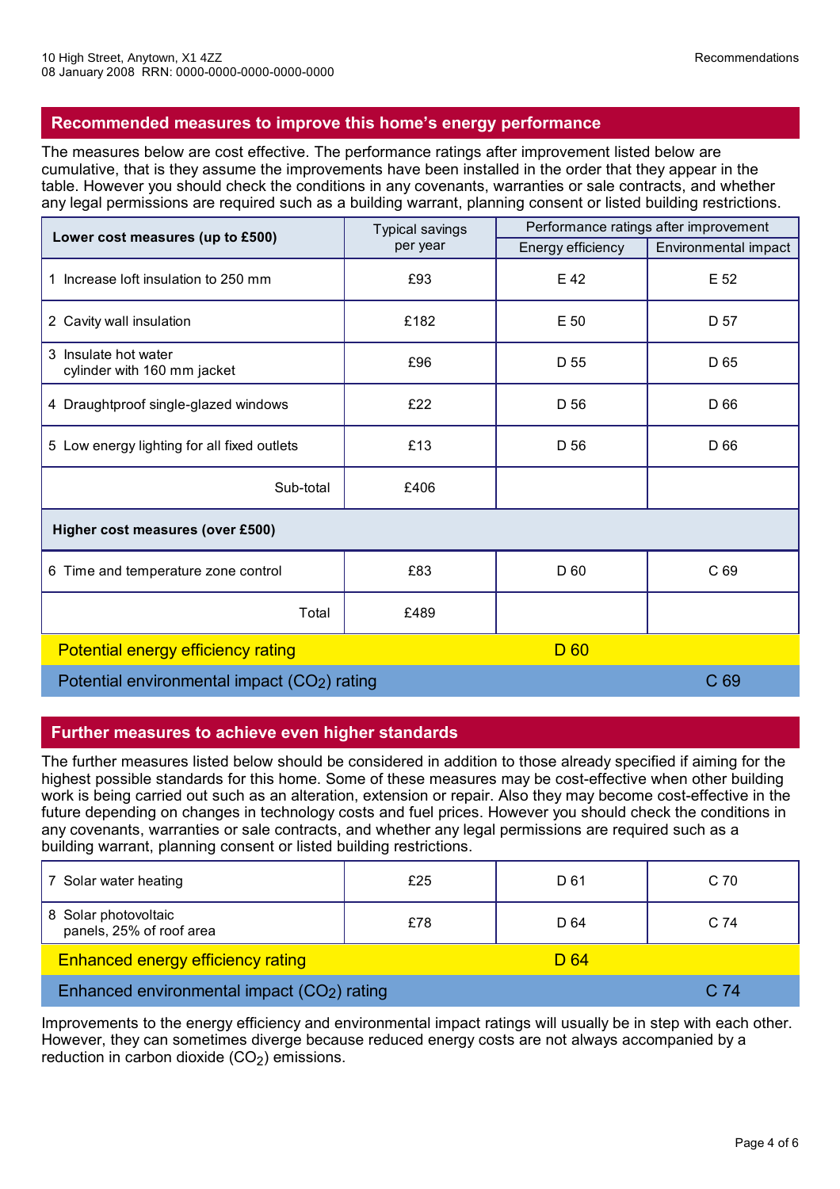## Recommended measures to improve this home's energy performance

The measures below are cost effective. The performance ratings after improvement listed below are cumulative, that is they assume the improvements have been installed in the order that they appear in the table. However you should check the conditions in any covenants, warranties or sale contracts, and whether any legal permissions are required such as a building warrant, planning consent or listed building restrictions.

| **Lower cost measures (up to £500)** | Typical savings per year | Performance ratings after improvement | |
|---|---|---|---|
| | | Energy efficiency | Environmental impact |
| 1 Increase loft insulation to 250 mm | £93 | E 42 | E 52 |
| 2 Cavity wall insulation | £182 | E 50 | D 57 |
| 3 Insulate hot water cylinder with 160 mm jacket | £96 | D 55 | D 65 |
| 4 Draughtproof single-glazed windows | £22 | D 56 | D 66 |
| 5 Low energy lighting for all fixed outlets | £13 | D 56 | D 66 |
| Sub-total | £406 | | |
| **Higher cost measures (over £500)** | | | |
| 6 Time and temperature zone control | £83 | D 60 | C 69 |
| Total | £489 | | |
| Potential energy efficiency rating | | D 60 | |
| Potential environmental impact ($CO_2$) rating | | | C 69 |

## Further measures to achieve even higher standards

The further measures listed below should be considered in addition to those already specified if aiming for the highest possible standards for this home. Some of these measures may be cost-effective when other building work is being carried out such as an alteration, extension or repair. Also they may become cost-effective in the future depending on changes in technology costs and fuel prices. However you should check the conditions in any covenants, warranties or sale contracts, and whether any legal permissions are required such as a building warrant, planning consent or listed building restrictions.

| Measure | Typical savings per year | Energy efficiency | Environmental impact |
|---|---|---|---|
| 7 Solar water heating | £25 | D 61 | C 70 |
| 8 Solar photovoltaic panels, 25% of roof area | £78 | D 64 | C 74 |
| Enhanced energy efficiency rating | | D 64 | |
| Enhanced environmental impact ($CO_2$) rating | | | C 74 |

Improvements to the energy efficiency and environmental impact ratings will usually be in step with each other. However, they can sometimes diverge because reduced energy costs are not always accompanied by a reduction in carbon dioxide ($CO_2$) emissions.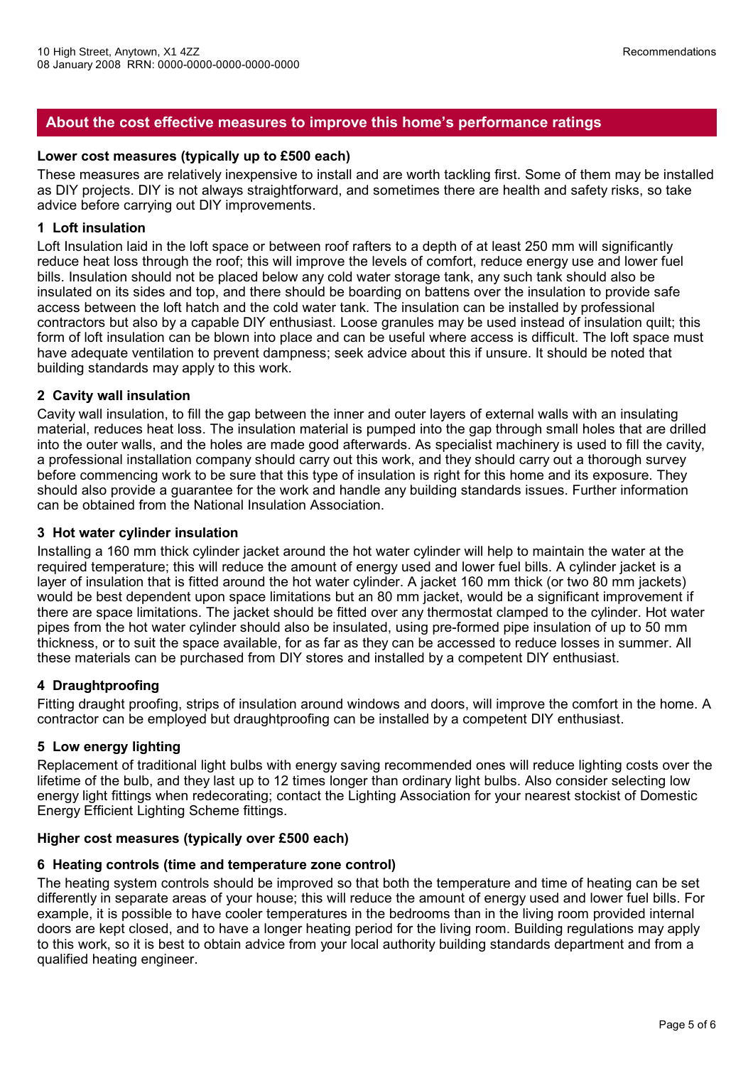## About the cost effective measures to improve this home's performance ratings

**Lower cost measures (typically up to £500 each)**

These measures are relatively inexpensive to install and are worth tackling first. Some of them may be installed as DIY projects. DIY is not always straightforward, and sometimes there are health and safety risks, so take advice before carrying out DIY improvements.

**1 Loft insulation**

Loft Insulation laid in the loft space or between roof rafters to a depth of at least 250 mm will significantly reduce heat loss through the roof; this will improve the levels of comfort, reduce energy use and lower fuel bills. Insulation should not be placed below any cold water storage tank, any such tank should also be insulated on its sides and top, and there should be boarding on battens over the insulation to provide safe access between the loft hatch and the cold water tank. The insulation can be installed by professional contractors but also by a capable DIY enthusiast. Loose granules may be used instead of insulation quilt; this form of loft insulation can be blown into place and can be useful where access is difficult. The loft space must have adequate ventilation to prevent dampness; seek advice about this if unsure. It should be noted that building standards may apply to this work.

**2 Cavity wall insulation**

Cavity wall insulation, to fill the gap between the inner and outer layers of external walls with an insulating material, reduces heat loss. The insulation material is pumped into the gap through small holes that are drilled into the outer walls, and the holes are made good afterwards. As specialist machinery is used to fill the cavity, a professional installation company should carry out this work, and they should carry out a thorough survey before commencing work to be sure that this type of insulation is right for this home and its exposure. They should also provide a guarantee for the work and handle any building standards issues. Further information can be obtained from the National Insulation Association.

**3 Hot water cylinder insulation**

Installing a 160 mm thick cylinder jacket around the hot water cylinder will help to maintain the water at the required temperature; this will reduce the amount of energy used and lower fuel bills. A cylinder jacket is a layer of insulation that is fitted around the hot water cylinder. A jacket 160 mm thick (or two 80 mm jackets) would be best dependent upon space limitations but an 80 mm jacket, would be a significant improvement if there are space limitations. The jacket should be fitted over any thermostat clamped to the cylinder. Hot water pipes from the hot water cylinder should also be insulated, using pre-formed pipe insulation of up to 50 mm thickness, or to suit the space available, for as far as they can be accessed to reduce losses in summer. All these materials can be purchased from DIY stores and installed by a competent DIY enthusiast.

**4 Draughtproofing**

Fitting draught proofing, strips of insulation around windows and doors, will improve the comfort in the home. A contractor can be employed but draughtproofing can be installed by a competent DIY enthusiast.

**5 Low energy lighting**

Replacement of traditional light bulbs with energy saving recommended ones will reduce lighting costs over the lifetime of the bulb, and they last up to 12 times longer than ordinary light bulbs. Also consider selecting low energy light fittings when redecorating; contact the Lighting Association for your nearest stockist of Domestic Energy Efficient Lighting Scheme fittings.

**Higher cost measures (typically over £500 each)**

**6 Heating controls (time and temperature zone control)**

The heating system controls should be improved so that both the temperature and time of heating can be set differently in separate areas of your house; this will reduce the amount of energy used and lower fuel bills. For example, it is possible to have cooler temperatures in the bedrooms than in the living room provided internal doors are kept closed, and to have a longer heating period for the living room. Building regulations may apply to this work, so it is best to obtain advice from your local authority building standards department and from a qualified heating engineer.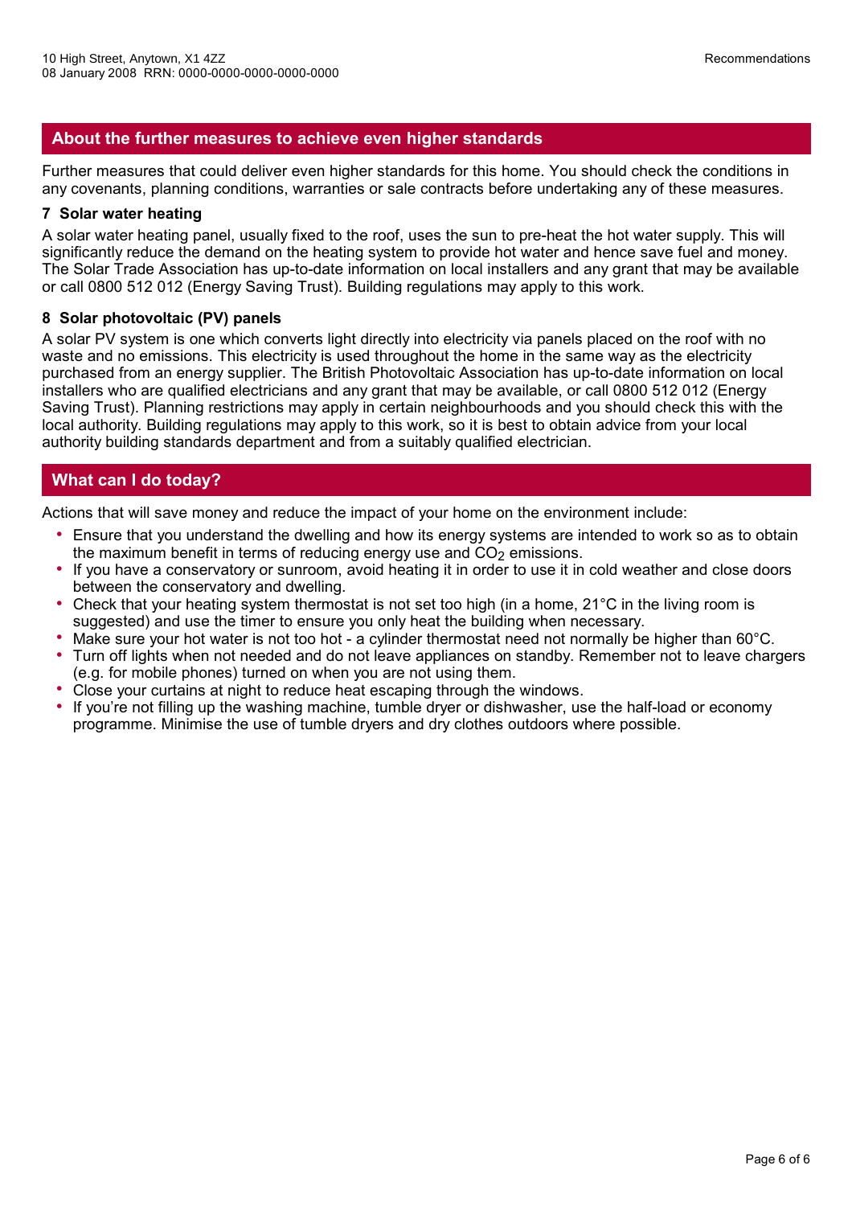## About the further measures to achieve even higher standards

Further measures that could deliver even higher standards for this home. You should check the conditions in any covenants, planning conditions, warranties or sale contracts before undertaking any of these measures.

**7 Solar water heating**

A solar water heating panel, usually fixed to the roof, uses the sun to pre-heat the hot water supply. This will significantly reduce the demand on the heating system to provide hot water and hence save fuel and money. The Solar Trade Association has up-to-date information on local installers and any grant that may be available or call 0800 512 012 (Energy Saving Trust). Building regulations may apply to this work.

**8 Solar photovoltaic (PV) panels**

A solar PV system is one which converts light directly into electricity via panels placed on the roof with no waste and no emissions. This electricity is used throughout the home in the same way as the electricity purchased from an energy supplier. The British Photovoltaic Association has up-to-date information on local installers who are qualified electricians and any grant that may be available, or call 0800 512 012 (Energy Saving Trust). Planning restrictions may apply in certain neighbourhoods and you should check this with the local authority. Building regulations may apply to this work, so it is best to obtain advice from your local authority building standards department and from a suitably qualified electrician.

## What can I do today?

Actions that will save money and reduce the impact of your home on the environment include:

- Ensure that you understand the dwelling and how its energy systems are intended to work so as to obtain the maximum benefit in terms of reducing energy use and $CO_2$ emissions.
- If you have a conservatory or sunroom, avoid heating it in order to use it in cold weather and close doors between the conservatory and dwelling.
- Check that your heating system thermostat is not set too high (in a home, 21°C in the living room is suggested) and use the timer to ensure you only heat the building when necessary.
- Make sure your hot water is not too hot - a cylinder thermostat need not normally be higher than 60°C.
- Turn off lights when not needed and do not leave appliances on standby. Remember not to leave chargers (e.g. for mobile phones) turned on when you are not using them.
- Close your curtains at night to reduce heat escaping through the windows.
- If you're not filling up the washing machine, tumble dryer or dishwasher, use the half-load or economy programme. Minimise the use of tumble dryers and dry clothes outdoors where possible.